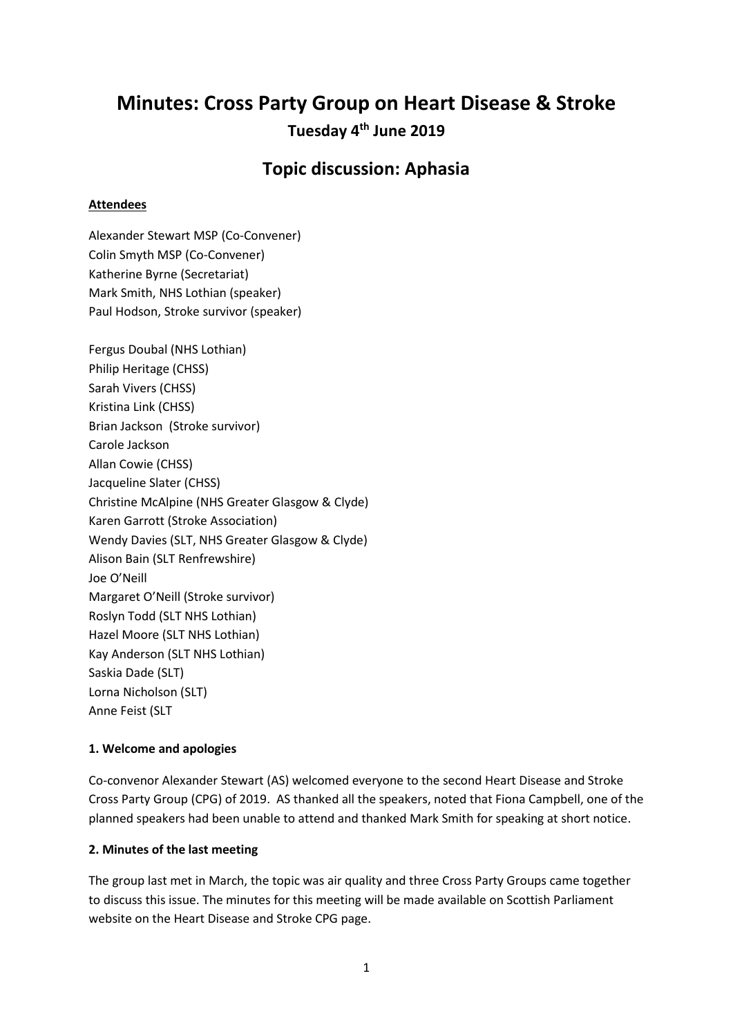# Minutes: Cross Party Group on Heart Disease & Stroke

## Tuesday 4th June 2019

## Topic discussion: Aphasia

**Attendees**

Alexander Stewart MSP (Co-Convener)
Colin Smyth MSP (Co-Convener)
Katherine Byrne (Secretariat)
Mark Smith, NHS Lothian (speaker)
Paul Hodson, Stroke survivor (speaker)

Fergus Doubal (NHS Lothian)
Philip Heritage (CHSS)
Sarah Vivers (CHSS)
Kristina Link (CHSS)
Brian Jackson (Stroke survivor)
Carole Jackson
Allan Cowie (CHSS)
Jacqueline Slater (CHSS)
Christine McAlpine (NHS Greater Glasgow & Clyde)
Karen Garrott (Stroke Association)
Wendy Davies (SLT, NHS Greater Glasgow & Clyde)
Alison Bain (SLT Renfrewshire)
Joe O'Neill
Margaret O'Neill (Stroke survivor)
Roslyn Todd (SLT NHS Lothian)
Hazel Moore (SLT NHS Lothian)
Kay Anderson (SLT NHS Lothian)
Saskia Dade (SLT)
Lorna Nicholson (SLT)
Anne Feist (SLT

**1. Welcome and apologies**

Co-convenor Alexander Stewart (AS) welcomed everyone to the second Heart Disease and Stroke Cross Party Group (CPG) of 2019. AS thanked all the speakers, noted that Fiona Campbell, one of the planned speakers had been unable to attend and thanked Mark Smith for speaking at short notice.

**2. Minutes of the last meeting**

The group last met in March, the topic was air quality and three Cross Party Groups came together to discuss this issue. The minutes for this meeting will be made available on Scottish Parliament website on the Heart Disease and Stroke CPG page.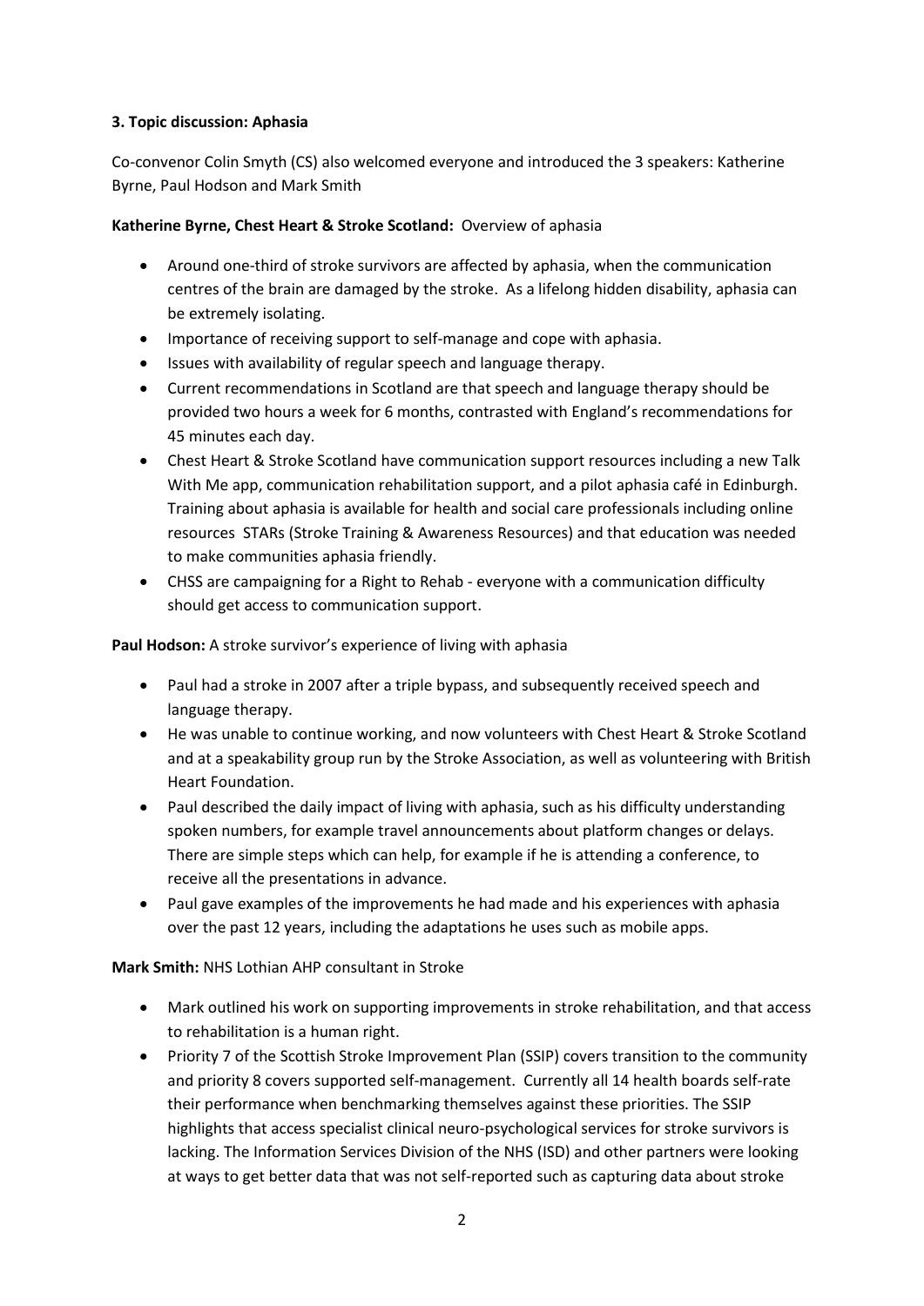**3. Topic discussion: Aphasia**

Co-convenor Colin Smyth (CS) also welcomed everyone and introduced the 3 speakers: Katherine Byrne, Paul Hodson and Mark Smith

**Katherine Byrne, Chest Heart & Stroke Scotland:** Overview of aphasia

- Around one-third of stroke survivors are affected by aphasia, when the communication centres of the brain are damaged by the stroke. As a lifelong hidden disability, aphasia can be extremely isolating.
- Importance of receiving support to self-manage and cope with aphasia.
- Issues with availability of regular speech and language therapy.
- Current recommendations in Scotland are that speech and language therapy should be provided two hours a week for 6 months, contrasted with England's recommendations for 45 minutes each day.
- Chest Heart & Stroke Scotland have communication support resources including a new Talk With Me app, communication rehabilitation support, and a pilot aphasia café in Edinburgh. Training about aphasia is available for health and social care professionals including online resources STARs (Stroke Training & Awareness Resources) and that education was needed to make communities aphasia friendly.
- CHSS are campaigning for a Right to Rehab - everyone with a communication difficulty should get access to communication support.

**Paul Hodson:** A stroke survivor's experience of living with aphasia

- Paul had a stroke in 2007 after a triple bypass, and subsequently received speech and language therapy.
- He was unable to continue working, and now volunteers with Chest Heart & Stroke Scotland and at a speakability group run by the Stroke Association, as well as volunteering with British Heart Foundation.
- Paul described the daily impact of living with aphasia, such as his difficulty understanding spoken numbers, for example travel announcements about platform changes or delays. There are simple steps which can help, for example if he is attending a conference, to receive all the presentations in advance.
- Paul gave examples of the improvements he had made and his experiences with aphasia over the past 12 years, including the adaptations he uses such as mobile apps.

**Mark Smith:** NHS Lothian AHP consultant in Stroke

- Mark outlined his work on supporting improvements in stroke rehabilitation, and that access to rehabilitation is a human right.
- Priority 7 of the Scottish Stroke Improvement Plan (SSIP) covers transition to the community and priority 8 covers supported self-management. Currently all 14 health boards self-rate their performance when benchmarking themselves against these priorities. The SSIP highlights that access specialist clinical neuro-psychological services for stroke survivors is lacking. The Information Services Division of the NHS (ISD) and other partners were looking at ways to get better data that was not self-reported such as capturing data about stroke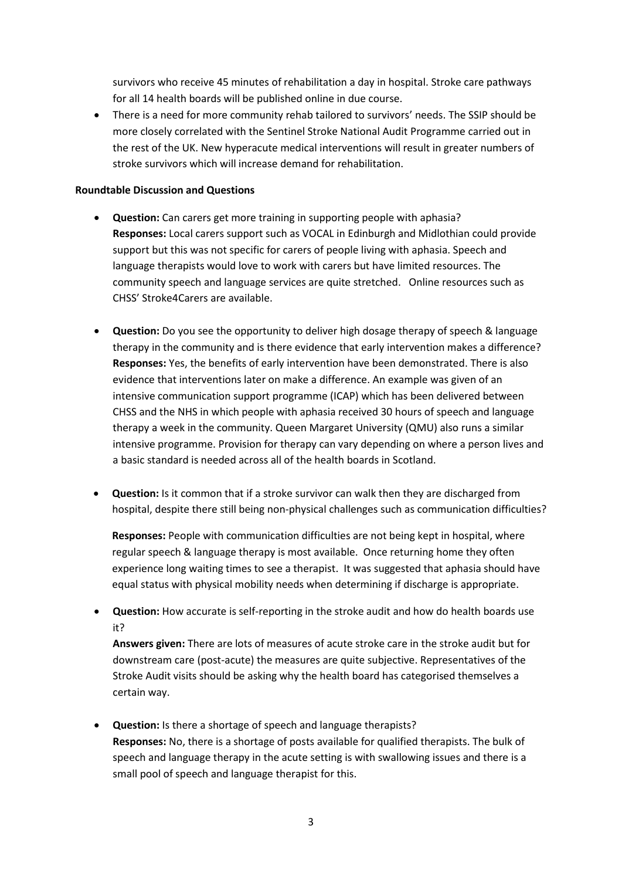survivors who receive 45 minutes of rehabilitation a day in hospital. Stroke care pathways for all 14 health boards will be published online in due course.

- There is a need for more community rehab tailored to survivors' needs. The SSIP should be more closely correlated with the Sentinel Stroke National Audit Programme carried out in the rest of the UK. New hyperacute medical interventions will result in greater numbers of stroke survivors which will increase demand for rehabilitation.

**Roundtable Discussion and Questions**

- **Question:** Can carers get more training in supporting people with aphasia?
  **Responses:** Local carers support such as VOCAL in Edinburgh and Midlothian could provide support but this was not specific for carers of people living with aphasia. Speech and language therapists would love to work with carers but have limited resources. The community speech and language services are quite stretched. Online resources such as CHSS' Stroke4Carers are available.

- **Question:** Do you see the opportunity to deliver high dosage therapy of speech & language therapy in the community and is there evidence that early intervention makes a difference?
  **Responses:** Yes, the benefits of early intervention have been demonstrated. There is also evidence that interventions later on make a difference. An example was given of an intensive communication support programme (ICAP) which has been delivered between CHSS and the NHS in which people with aphasia received 30 hours of speech and language therapy a week in the community. Queen Margaret University (QMU) also runs a similar intensive programme. Provision for therapy can vary depending on where a person lives and a basic standard is needed across all of the health boards in Scotland.

- **Question:** Is it common that if a stroke survivor can walk then they are discharged from hospital, despite there still being non-physical challenges such as communication difficulties?

  **Responses:** People with communication difficulties are not being kept in hospital, where regular speech & language therapy is most available. Once returning home they often experience long waiting times to see a therapist. It was suggested that aphasia should have equal status with physical mobility needs when determining if discharge is appropriate.

- **Question:** How accurate is self-reporting in the stroke audit and how do health boards use it?
  **Answers given:** There are lots of measures of acute stroke care in the stroke audit but for downstream care (post-acute) the measures are quite subjective. Representatives of the Stroke Audit visits should be asking why the health board has categorised themselves a certain way.

- **Question:** Is there a shortage of speech and language therapists?
  **Responses:** No, there is a shortage of posts available for qualified therapists. The bulk of speech and language therapy in the acute setting is with swallowing issues and there is a small pool of speech and language therapist for this.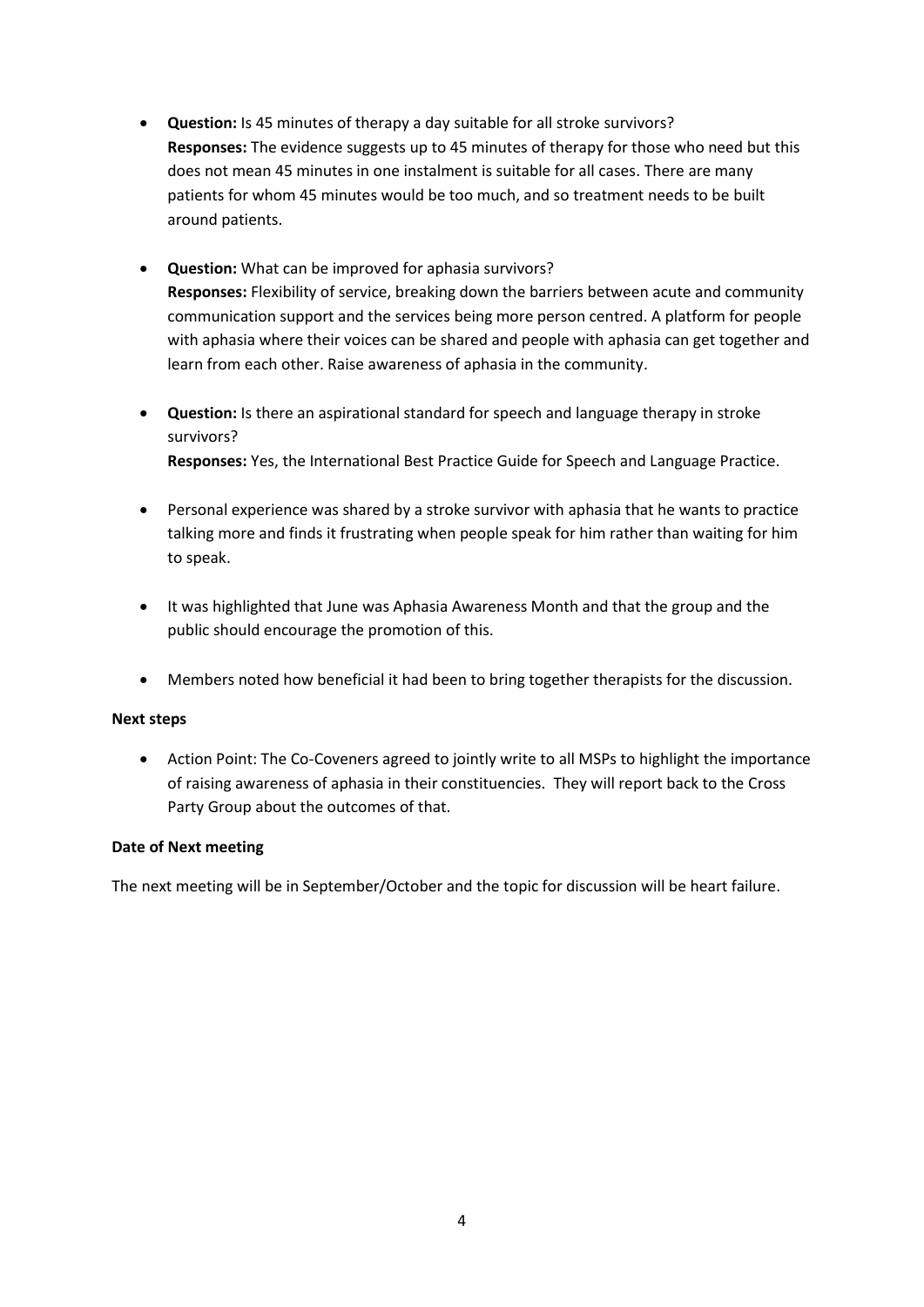- **Question:** Is 45 minutes of therapy a day suitable for all stroke survivors?
  **Responses:** The evidence suggests up to 45 minutes of therapy for those who need but this does not mean 45 minutes in one instalment is suitable for all cases. There are many patients for whom 45 minutes would be too much, and so treatment needs to be built around patients.

- **Question:** What can be improved for aphasia survivors?
  **Responses:** Flexibility of service, breaking down the barriers between acute and community communication support and the services being more person centred. A platform for people with aphasia where their voices can be shared and people with aphasia can get together and learn from each other. Raise awareness of aphasia in the community.

- **Question:** Is there an aspirational standard for speech and language therapy in stroke survivors?
  **Responses:** Yes, the International Best Practice Guide for Speech and Language Practice.

- Personal experience was shared by a stroke survivor with aphasia that he wants to practice talking more and finds it frustrating when people speak for him rather than waiting for him to speak.

- It was highlighted that June was Aphasia Awareness Month and that the group and the public should encourage the promotion of this.

- Members noted how beneficial it had been to bring together therapists for the discussion.

**Next steps**

- Action Point: The Co-Coveners agreed to jointly write to all MSPs to highlight the importance of raising awareness of aphasia in their constituencies. They will report back to the Cross Party Group about the outcomes of that.

**Date of Next meeting**

The next meeting will be in September/October and the topic for discussion will be heart failure.